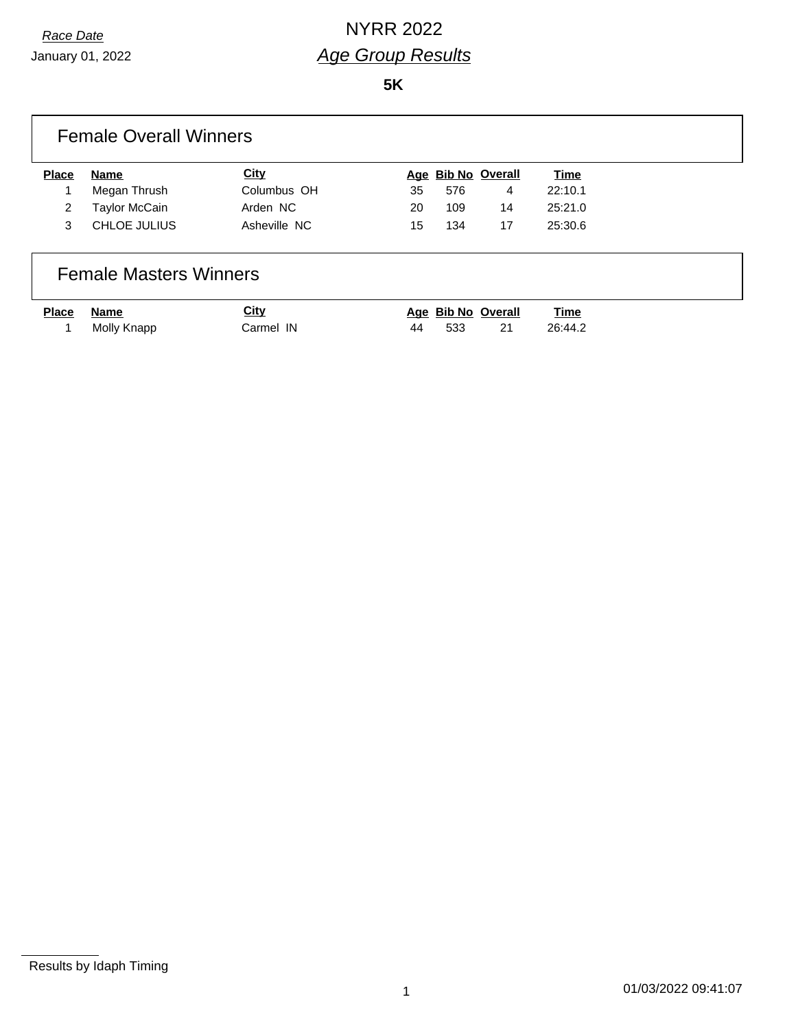*Race Date*

January 01, 2022

# NYRR 2022

## *Age Group Results*

**5K**

### Female Overall Winners

| Place | Name | City | Age | Bib No | Overall | Time |
| --- | --- | --- | --- | --- | --- | --- |
| 1 | Megan Thrush | Columbus OH | 35 | 576 | 4 | 22:10.1 |
| 2 | Taylor McCain | Arden NC | 20 | 109 | 14 | 25:21.0 |
| 3 | CHLOE JULIUS | Asheville NC | 15 | 134 | 17 | 25:30.6 |

### Female Masters Winners

| Place | Name | City | Age | Bib No | Overall | Time |
| --- | --- | --- | --- | --- | --- | --- |
| 1 | Molly Knapp | Carmel IN | 44 | 533 | 21 | 26:44.2 |

Results by Idaph Timing

01/03/2022 09:41:07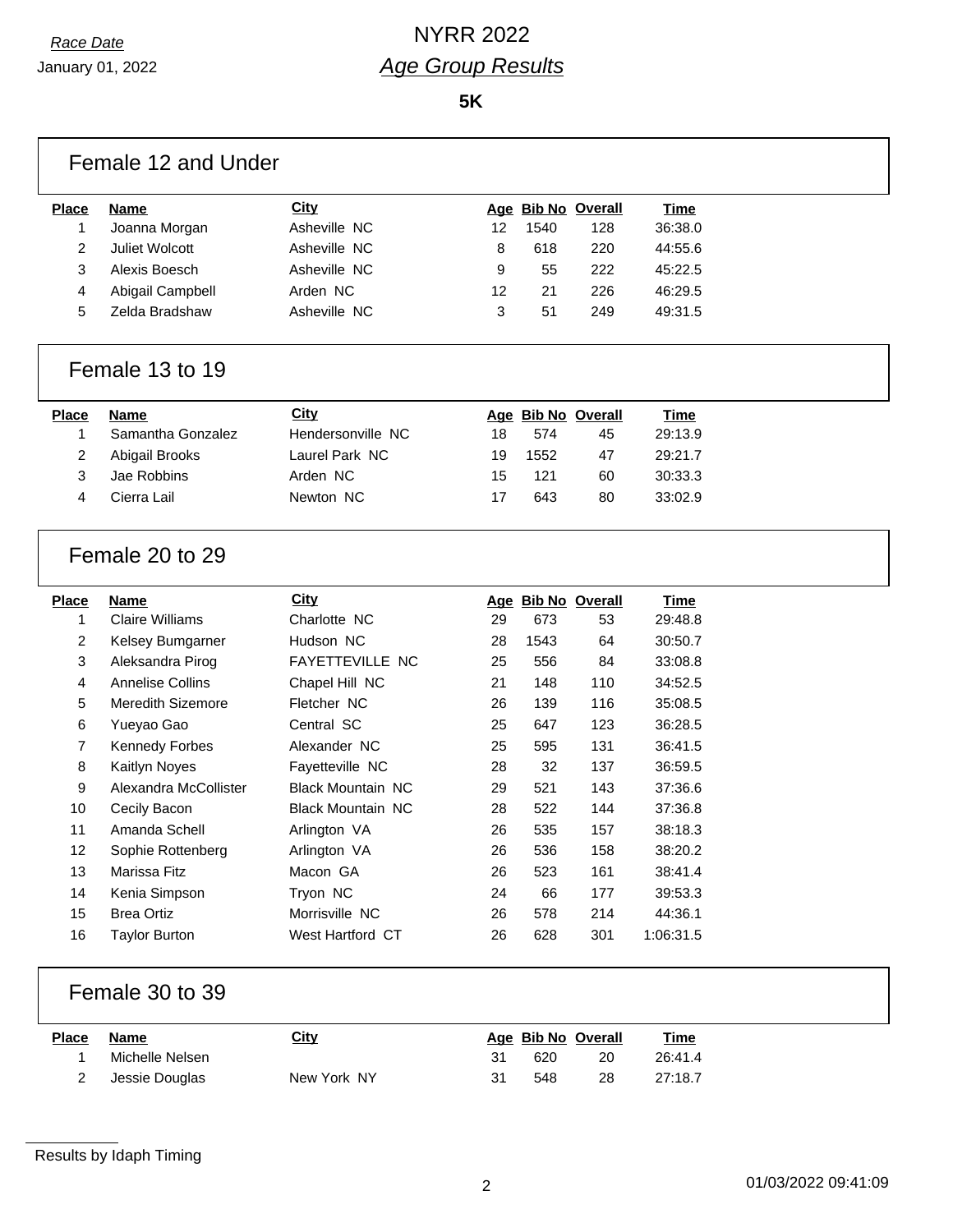NYRR 2022

*Age Group Results*

*Race Date*
January 01, 2022

**5K**

## Female 12 and Under

| Place | Name | City | Age | Bib No | Overall | Time |
|---|---|---|---|---|---|---|
| 1 | Joanna Morgan | Asheville NC | 12 | 1540 | 128 | 36:38.0 |
| 2 | Juliet Wolcott | Asheville NC | 8 | 618 | 220 | 44:55.6 |
| 3 | Alexis Boesch | Asheville NC | 9 | 55 | 222 | 45:22.5 |
| 4 | Abigail Campbell | Arden NC | 12 | 21 | 226 | 46:29.5 |
| 5 | Zelda Bradshaw | Asheville NC | 3 | 51 | 249 | 49:31.5 |

## Female 13 to 19

| Place | Name | City | Age | Bib No | Overall | Time |
|---|---|---|---|---|---|---|
| 1 | Samantha Gonzalez | Hendersonville NC | 18 | 574 | 45 | 29:13.9 |
| 2 | Abigail Brooks | Laurel Park NC | 19 | 1552 | 47 | 29:21.7 |
| 3 | Jae Robbins | Arden NC | 15 | 121 | 60 | 30:33.3 |
| 4 | Cierra Lail | Newton NC | 17 | 643 | 80 | 33:02.9 |

## Female 20 to 29

| Place | Name | City | Age | Bib No | Overall | Time |
|---|---|---|---|---|---|---|
| 1 | Claire Williams | Charlotte NC | 29 | 673 | 53 | 29:48.8 |
| 2 | Kelsey Bumgarner | Hudson NC | 28 | 1543 | 64 | 30:50.7 |
| 3 | Aleksandra Pirog | FAYETTEVILLE NC | 25 | 556 | 84 | 33:08.8 |
| 4 | Annelise Collins | Chapel Hill NC | 21 | 148 | 110 | 34:52.5 |
| 5 | Meredith Sizemore | Fletcher NC | 26 | 139 | 116 | 35:08.5 |
| 6 | Yueyao Gao | Central SC | 25 | 647 | 123 | 36:28.5 |
| 7 | Kennedy Forbes | Alexander NC | 25 | 595 | 131 | 36:41.5 |
| 8 | Kaitlyn Noyes | Fayetteville NC | 28 | 32 | 137 | 36:59.5 |
| 9 | Alexandra McCollister | Black Mountain NC | 29 | 521 | 143 | 37:36.6 |
| 10 | Cecily Bacon | Black Mountain NC | 28 | 522 | 144 | 37:36.8 |
| 11 | Amanda Schell | Arlington VA | 26 | 535 | 157 | 38:18.3 |
| 12 | Sophie Rottenberg | Arlington VA | 26 | 536 | 158 | 38:20.2 |
| 13 | Marissa Fitz | Macon GA | 26 | 523 | 161 | 38:41.4 |
| 14 | Kenia Simpson | Tryon NC | 24 | 66 | 177 | 39:53.3 |
| 15 | Brea Ortiz | Morrisville NC | 26 | 578 | 214 | 44:36.1 |
| 16 | Taylor Burton | West Hartford CT | 26 | 628 | 301 | 1:06:31.5 |

## Female 30 to 39

| Place | Name | City | Age | Bib No | Overall | Time |
|---|---|---|---|---|---|---|
| 1 | Michelle Nelsen | | 31 | 620 | 20 | 26:41.4 |
| 2 | Jessie Douglas | New York NY | 31 | 548 | 28 | 27:18.7 |

Results by Idaph Timing

01/03/2022 09:41:09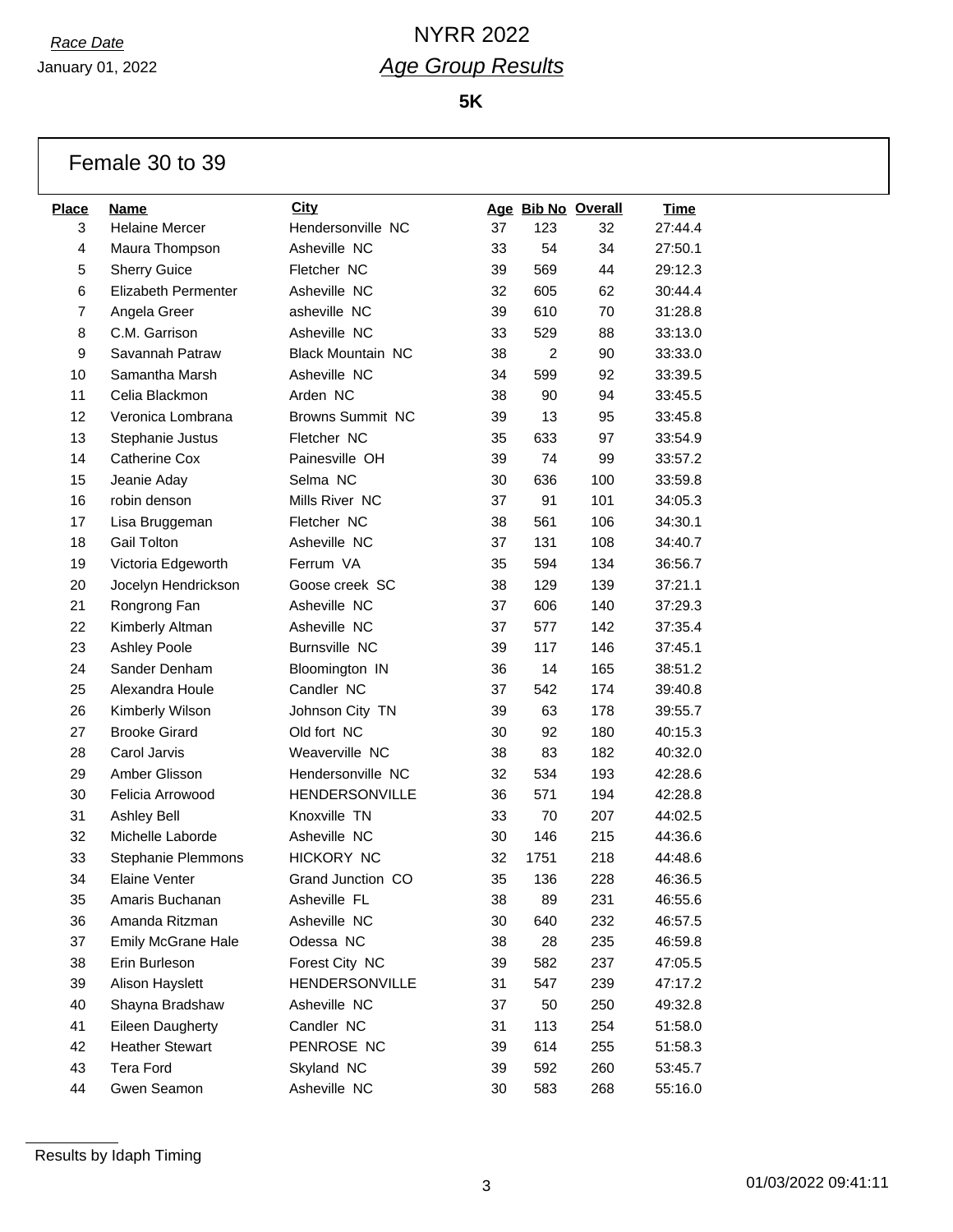*Race Date*

January 01, 2022

# NYRR 2022

## *Age Group Results*

**5K**

### Female 30 to 39

| Place | Name | City | Age | Bib No | Overall | Time |
|---|---|---|---|---|---|---|
| 3 | Helaine Mercer | Hendersonville NC | 37 | 123 | 32 | 27:44.4 |
| 4 | Maura Thompson | Asheville NC | 33 | 54 | 34 | 27:50.1 |
| 5 | Sherry Guice | Fletcher NC | 39 | 569 | 44 | 29:12.3 |
| 6 | Elizabeth Permenter | Asheville NC | 32 | 605 | 62 | 30:44.4 |
| 7 | Angela Greer | asheville NC | 39 | 610 | 70 | 31:28.8 |
| 8 | C.M. Garrison | Asheville NC | 33 | 529 | 88 | 33:13.0 |
| 9 | Savannah Patraw | Black Mountain NC | 38 | 2 | 90 | 33:33.0 |
| 10 | Samantha Marsh | Asheville NC | 34 | 599 | 92 | 33:39.5 |
| 11 | Celia Blackmon | Arden NC | 38 | 90 | 94 | 33:45.5 |
| 12 | Veronica Lombrana | Browns Summit NC | 39 | 13 | 95 | 33:45.8 |
| 13 | Stephanie Justus | Fletcher NC | 35 | 633 | 97 | 33:54.9 |
| 14 | Catherine Cox | Painesville OH | 39 | 74 | 99 | 33:57.2 |
| 15 | Jeanie Aday | Selma NC | 30 | 636 | 100 | 33:59.8 |
| 16 | robin denson | Mills River NC | 37 | 91 | 101 | 34:05.3 |
| 17 | Lisa Bruggeman | Fletcher NC | 38 | 561 | 106 | 34:30.1 |
| 18 | Gail Tolton | Asheville NC | 37 | 131 | 108 | 34:40.7 |
| 19 | Victoria Edgeworth | Ferrum VA | 35 | 594 | 134 | 36:56.7 |
| 20 | Jocelyn Hendrickson | Goose creek SC | 38 | 129 | 139 | 37:21.1 |
| 21 | Rongrong Fan | Asheville NC | 37 | 606 | 140 | 37:29.3 |
| 22 | Kimberly Altman | Asheville NC | 37 | 577 | 142 | 37:35.4 |
| 23 | Ashley Poole | Burnsville NC | 39 | 117 | 146 | 37:45.1 |
| 24 | Sander Denham | Bloomington IN | 36 | 14 | 165 | 38:51.2 |
| 25 | Alexandra Houle | Candler NC | 37 | 542 | 174 | 39:40.8 |
| 26 | Kimberly Wilson | Johnson City TN | 39 | 63 | 178 | 39:55.7 |
| 27 | Brooke Girard | Old fort NC | 30 | 92 | 180 | 40:15.3 |
| 28 | Carol Jarvis | Weaverville NC | 38 | 83 | 182 | 40:32.0 |
| 29 | Amber Glisson | Hendersonville NC | 32 | 534 | 193 | 42:28.6 |
| 30 | Felicia Arrowood | HENDERSONVILLE | 36 | 571 | 194 | 42:28.8 |
| 31 | Ashley Bell | Knoxville TN | 33 | 70 | 207 | 44:02.5 |
| 32 | Michelle Laborde | Asheville NC | 30 | 146 | 215 | 44:36.6 |
| 33 | Stephanie Plemmons | HICKORY NC | 32 | 1751 | 218 | 44:48.6 |
| 34 | Elaine Venter | Grand Junction CO | 35 | 136 | 228 | 46:36.5 |
| 35 | Amaris Buchanan | Asheville FL | 38 | 89 | 231 | 46:55.6 |
| 36 | Amanda Ritzman | Asheville NC | 30 | 640 | 232 | 46:57.5 |
| 37 | Emily McGrane Hale | Odessa NC | 38 | 28 | 235 | 46:59.8 |
| 38 | Erin Burleson | Forest City NC | 39 | 582 | 237 | 47:05.5 |
| 39 | Alison Hayslett | HENDERSONVILLE | 31 | 547 | 239 | 47:17.2 |
| 40 | Shayna Bradshaw | Asheville NC | 37 | 50 | 250 | 49:32.8 |
| 41 | Eileen Daugherty | Candler NC | 31 | 113 | 254 | 51:58.0 |
| 42 | Heather Stewart | PENROSE NC | 39 | 614 | 255 | 51:58.3 |
| 43 | Tera Ford | Skyland NC | 39 | 592 | 260 | 53:45.7 |
| 44 | Gwen Seamon | Asheville NC | 30 | 583 | 268 | 55:16.0 |

Results by Idaph Timing

01/03/2022 09:41:11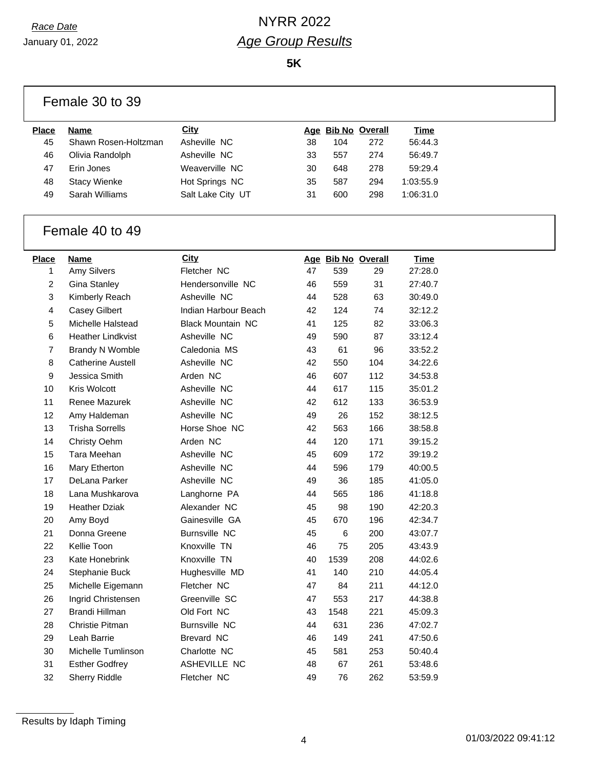Race Date

January 01, 2022

# NYRR 2022

## Age Group Results

**5K**

### Female 30 to 39

| Place | Name | City | Age | Bib No | Overall | Time |
|---|---|---|---|---|---|---|
| 45 | Shawn Rosen-Holtzman | Asheville NC | 38 | 104 | 272 | 56:44.3 |
| 46 | Olivia Randolph | Asheville NC | 33 | 557 | 274 | 56:49.7 |
| 47 | Erin Jones | Weaverville NC | 30 | 648 | 278 | 59:29.4 |
| 48 | Stacy Wienke | Hot Springs NC | 35 | 587 | 294 | 1:03:55.9 |
| 49 | Sarah Williams | Salt Lake City UT | 31 | 600 | 298 | 1:06:31.0 |

### Female 40 to 49

| Place | Name | City | Age | Bib No | Overall | Time |
|---|---|---|---|---|---|---|
| 1 | Amy Silvers | Fletcher NC | 47 | 539 | 29 | 27:28.0 |
| 2 | Gina Stanley | Hendersonville NC | 46 | 559 | 31 | 27:40.7 |
| 3 | Kimberly Reach | Asheville NC | 44 | 528 | 63 | 30:49.0 |
| 4 | Casey Gilbert | Indian Harbour Beach | 42 | 124 | 74 | 32:12.2 |
| 5 | Michelle Halstead | Black Mountain NC | 41 | 125 | 82 | 33:06.3 |
| 6 | Heather Lindkvist | Asheville NC | 49 | 590 | 87 | 33:12.4 |
| 7 | Brandy N Womble | Caledonia MS | 43 | 61 | 96 | 33:52.2 |
| 8 | Catherine Austell | Asheville NC | 42 | 550 | 104 | 34:22.6 |
| 9 | Jessica Smith | Arden NC | 46 | 607 | 112 | 34:53.8 |
| 10 | Kris Wolcott | Asheville NC | 44 | 617 | 115 | 35:01.2 |
| 11 | Renee Mazurek | Asheville NC | 42 | 612 | 133 | 36:53.9 |
| 12 | Amy Haldeman | Asheville NC | 49 | 26 | 152 | 38:12.5 |
| 13 | Trisha Sorrells | Horse Shoe NC | 42 | 563 | 166 | 38:58.8 |
| 14 | Christy Oehm | Arden NC | 44 | 120 | 171 | 39:15.2 |
| 15 | Tara Meehan | Asheville NC | 45 | 609 | 172 | 39:19.2 |
| 16 | Mary Etherton | Asheville NC | 44 | 596 | 179 | 40:00.5 |
| 17 | DeLana Parker | Asheville NC | 49 | 36 | 185 | 41:05.0 |
| 18 | Lana Mushkarova | Langhorne PA | 44 | 565 | 186 | 41:18.8 |
| 19 | Heather Dziak | Alexander NC | 45 | 98 | 190 | 42:20.3 |
| 20 | Amy Boyd | Gainesville GA | 45 | 670 | 196 | 42:34.7 |
| 21 | Donna Greene | Burnsville NC | 45 | 6 | 200 | 43:07.7 |
| 22 | Kellie Toon | Knoxville TN | 46 | 75 | 205 | 43:43.9 |
| 23 | Kate Honebrink | Knoxville TN | 40 | 1539 | 208 | 44:02.6 |
| 24 | Stephanie Buck | Hughesville MD | 41 | 140 | 210 | 44:05.4 |
| 25 | Michelle Eigemann | Fletcher NC | 47 | 84 | 211 | 44:12.0 |
| 26 | Ingrid Christensen | Greenville SC | 47 | 553 | 217 | 44:38.8 |
| 27 | Brandi Hillman | Old Fort NC | 43 | 1548 | 221 | 45:09.3 |
| 28 | Christie Pitman | Burnsville NC | 44 | 631 | 236 | 47:02.7 |
| 29 | Leah Barrie | Brevard NC | 46 | 149 | 241 | 47:50.6 |
| 30 | Michelle Tumlinson | Charlotte NC | 45 | 581 | 253 | 50:40.4 |
| 31 | Esther Godfrey | ASHEVILLE NC | 48 | 67 | 261 | 53:48.6 |
| 32 | Sherry Riddle | Fletcher NC | 49 | 76 | 262 | 53:59.9 |

Results by Idaph Timing

01/03/2022 09:41:12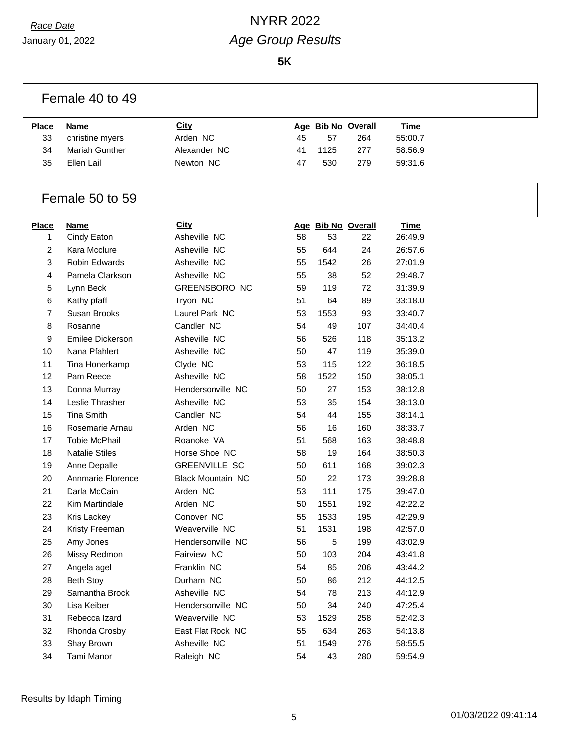*Race Date*

January 01, 2022

# NYRR 2022

## *Age Group Results*

**5K**

### Female 40 to 49

| Place | Name | City | Age | Bib No | Overall | Time |
|---|---|---|---|---|---|---|
| 33 | christine myers | Arden NC | 45 | 57 | 264 | 55:00.7 |
| 34 | Mariah Gunther | Alexander NC | 41 | 1125 | 277 | 58:56.9 |
| 35 | Ellen Lail | Newton NC | 47 | 530 | 279 | 59:31.6 |

### Female 50 to 59

| Place | Name | City | Age | Bib No | Overall | Time |
|---|---|---|---|---|---|---|
| 1 | Cindy Eaton | Asheville NC | 58 | 53 | 22 | 26:49.9 |
| 2 | Kara Mcclure | Asheville NC | 55 | 644 | 24 | 26:57.6 |
| 3 | Robin Edwards | Asheville NC | 55 | 1542 | 26 | 27:01.9 |
| 4 | Pamela Clarkson | Asheville NC | 55 | 38 | 52 | 29:48.7 |
| 5 | Lynn Beck | GREENSBORO NC | 59 | 119 | 72 | 31:39.9 |
| 6 | Kathy pfaff | Tryon NC | 51 | 64 | 89 | 33:18.0 |
| 7 | Susan Brooks | Laurel Park NC | 53 | 1553 | 93 | 33:40.7 |
| 8 | Rosanne | Candler NC | 54 | 49 | 107 | 34:40.4 |
| 9 | Emilee Dickerson | Asheville NC | 56 | 526 | 118 | 35:13.2 |
| 10 | Nana Pfahlert | Asheville NC | 50 | 47 | 119 | 35:39.0 |
| 11 | Tina Honerkamp | Clyde NC | 53 | 115 | 122 | 36:18.5 |
| 12 | Pam Reece | Asheville NC | 58 | 1522 | 150 | 38:05.1 |
| 13 | Donna Murray | Hendersonville NC | 50 | 27 | 153 | 38:12.8 |
| 14 | Leslie Thrasher | Asheville NC | 53 | 35 | 154 | 38:13.0 |
| 15 | Tina Smith | Candler NC | 54 | 44 | 155 | 38:14.1 |
| 16 | Rosemarie Arnau | Arden NC | 56 | 16 | 160 | 38:33.7 |
| 17 | Tobie McPhail | Roanoke VA | 51 | 568 | 163 | 38:48.8 |
| 18 | Natalie Stiles | Horse Shoe NC | 58 | 19 | 164 | 38:50.3 |
| 19 | Anne Depalle | GREENVILLE SC | 50 | 611 | 168 | 39:02.3 |
| 20 | Annmarie Florence | Black Mountain NC | 50 | 22 | 173 | 39:28.8 |
| 21 | Darla McCain | Arden NC | 53 | 111 | 175 | 39:47.0 |
| 22 | Kim Martindale | Arden NC | 50 | 1551 | 192 | 42:22.2 |
| 23 | Kris Lackey | Conover NC | 55 | 1533 | 195 | 42:29.9 |
| 24 | Kristy Freeman | Weaverville NC | 51 | 1531 | 198 | 42:57.0 |
| 25 | Amy Jones | Hendersonville NC | 56 | 5 | 199 | 43:02.9 |
| 26 | Missy Redmon | Fairview NC | 50 | 103 | 204 | 43:41.8 |
| 27 | Angela agel | Franklin NC | 54 | 85 | 206 | 43:44.2 |
| 28 | Beth Stoy | Durham NC | 50 | 86 | 212 | 44:12.5 |
| 29 | Samantha Brock | Asheville NC | 54 | 78 | 213 | 44:12.9 |
| 30 | Lisa Keiber | Hendersonville NC | 50 | 34 | 240 | 47:25.4 |
| 31 | Rebecca Izard | Weaverville NC | 53 | 1529 | 258 | 52:42.3 |
| 32 | Rhonda Crosby | East Flat Rock NC | 55 | 634 | 263 | 54:13.8 |
| 33 | Shay Brown | Asheville NC | 51 | 1549 | 276 | 58:55.5 |
| 34 | Tami Manor | Raleigh NC | 54 | 43 | 280 | 59:54.9 |

Results by Idaph Timing

01/03/2022 09:41:14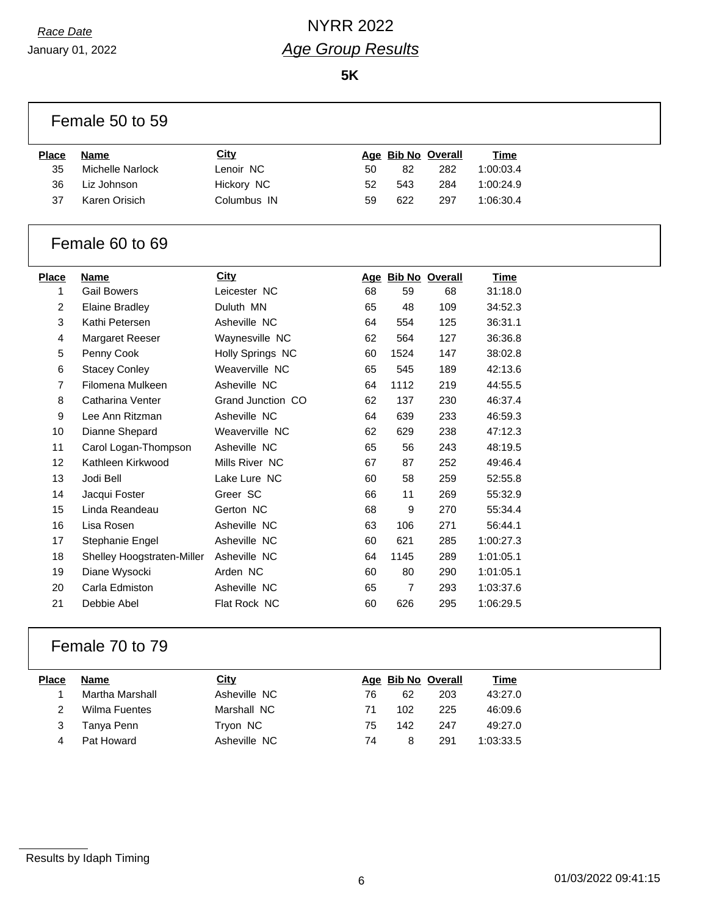*Race Date*
January 01, 2022

# NYRR 2022
## *Age Group Results*

**5K**

### Female 50 to 59

| Place | Name | City | Age | Bib No | Overall | Time |
|---|---|---|---|---|---|---|
| 35 | Michelle Narlock | Lenoir NC | 50 | 82 | 282 | 1:00:03.4 |
| 36 | Liz Johnson | Hickory NC | 52 | 543 | 284 | 1:00:24.9 |
| 37 | Karen Orisich | Columbus IN | 59 | 622 | 297 | 1:06:30.4 |

### Female 60 to 69

| Place | Name | City | Age | Bib No | Overall | Time |
|---|---|---|---|---|---|---|
| 1 | Gail Bowers | Leicester NC | 68 | 59 | 68 | 31:18.0 |
| 2 | Elaine Bradley | Duluth MN | 65 | 48 | 109 | 34:52.3 |
| 3 | Kathi Petersen | Asheville NC | 64 | 554 | 125 | 36:31.1 |
| 4 | Margaret Reeser | Waynesville NC | 62 | 564 | 127 | 36:36.8 |
| 5 | Penny Cook | Holly Springs NC | 60 | 1524 | 147 | 38:02.8 |
| 6 | Stacey Conley | Weaverville NC | 65 | 545 | 189 | 42:13.6 |
| 7 | Filomena Mulkeen | Asheville NC | 64 | 1112 | 219 | 44:55.5 |
| 8 | Catharina Venter | Grand Junction CO | 62 | 137 | 230 | 46:37.4 |
| 9 | Lee Ann Ritzman | Asheville NC | 64 | 639 | 233 | 46:59.3 |
| 10 | Dianne Shepard | Weaverville NC | 62 | 629 | 238 | 47:12.3 |
| 11 | Carol Logan-Thompson | Asheville NC | 65 | 56 | 243 | 48:19.5 |
| 12 | Kathleen Kirkwood | Mills River NC | 67 | 87 | 252 | 49:46.4 |
| 13 | Jodi Bell | Lake Lure NC | 60 | 58 | 259 | 52:55.8 |
| 14 | Jacqui Foster | Greer SC | 66 | 11 | 269 | 55:32.9 |
| 15 | Linda Reandeau | Gerton NC | 68 | 9 | 270 | 55:34.4 |
| 16 | Lisa Rosen | Asheville NC | 63 | 106 | 271 | 56:44.1 |
| 17 | Stephanie Engel | Asheville NC | 60 | 621 | 285 | 1:00:27.3 |
| 18 | Shelley Hoogstraten-Miller | Asheville NC | 64 | 1145 | 289 | 1:01:05.1 |
| 19 | Diane Wysocki | Arden NC | 60 | 80 | 290 | 1:01:05.1 |
| 20 | Carla Edmiston | Asheville NC | 65 | 7 | 293 | 1:03:37.6 |
| 21 | Debbie Abel | Flat Rock NC | 60 | 626 | 295 | 1:06:29.5 |

### Female 70 to 79

| Place | Name | City | Age | Bib No | Overall | Time |
|---|---|---|---|---|---|---|
| 1 | Martha Marshall | Asheville NC | 76 | 62 | 203 | 43:27.0 |
| 2 | Wilma Fuentes | Marshall NC | 71 | 102 | 225 | 46:09.6 |
| 3 | Tanya Penn | Tryon NC | 75 | 142 | 247 | 49:27.0 |
| 4 | Pat Howard | Asheville NC | 74 | 8 | 291 | 1:03:33.5 |

Results by Idaph Timing

01/03/2022 09:41:15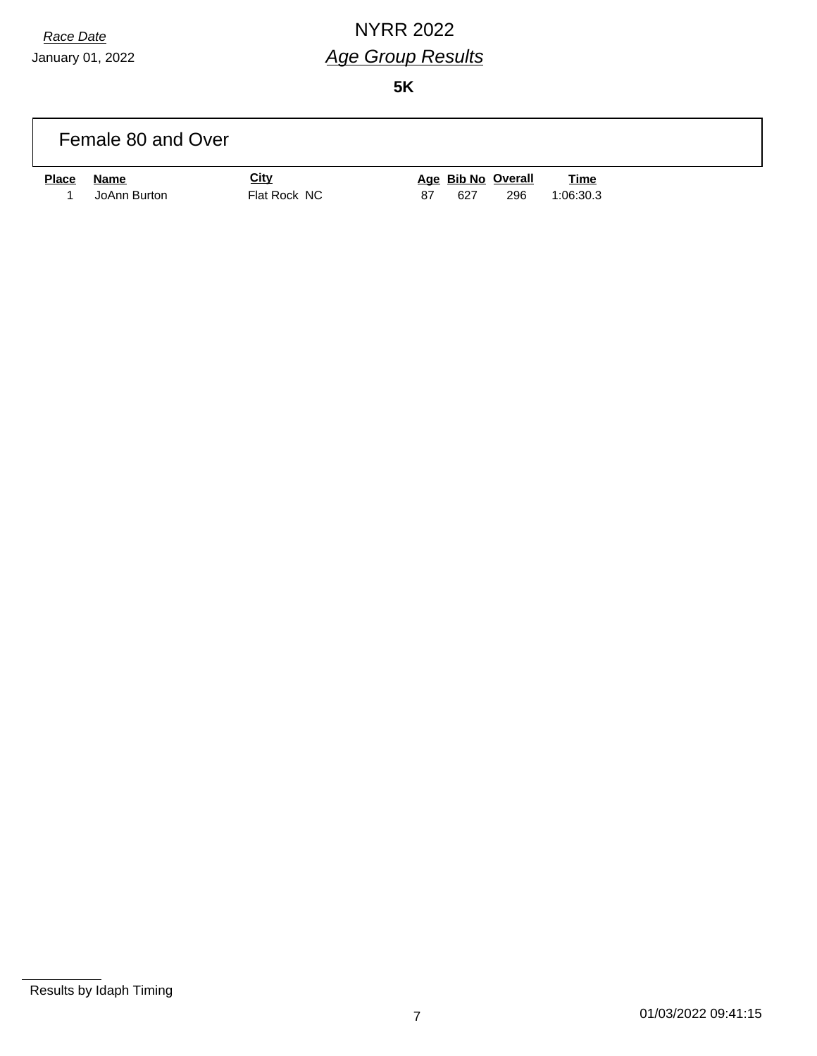*Race Date*

January 01, 2022

# NYRR 2022

## *Age Group Results*

**5K**

### Female 80 and Over

| Place | Name | City | Age | Bib No | Overall | Time |
|---|---|---|---|---|---|---|
| 1 | JoAnn Burton | Flat Rock NC | 87 | 627 | 296 | 1:06:30.3 |

Results by Idaph Timing

01/03/2022 09:41:15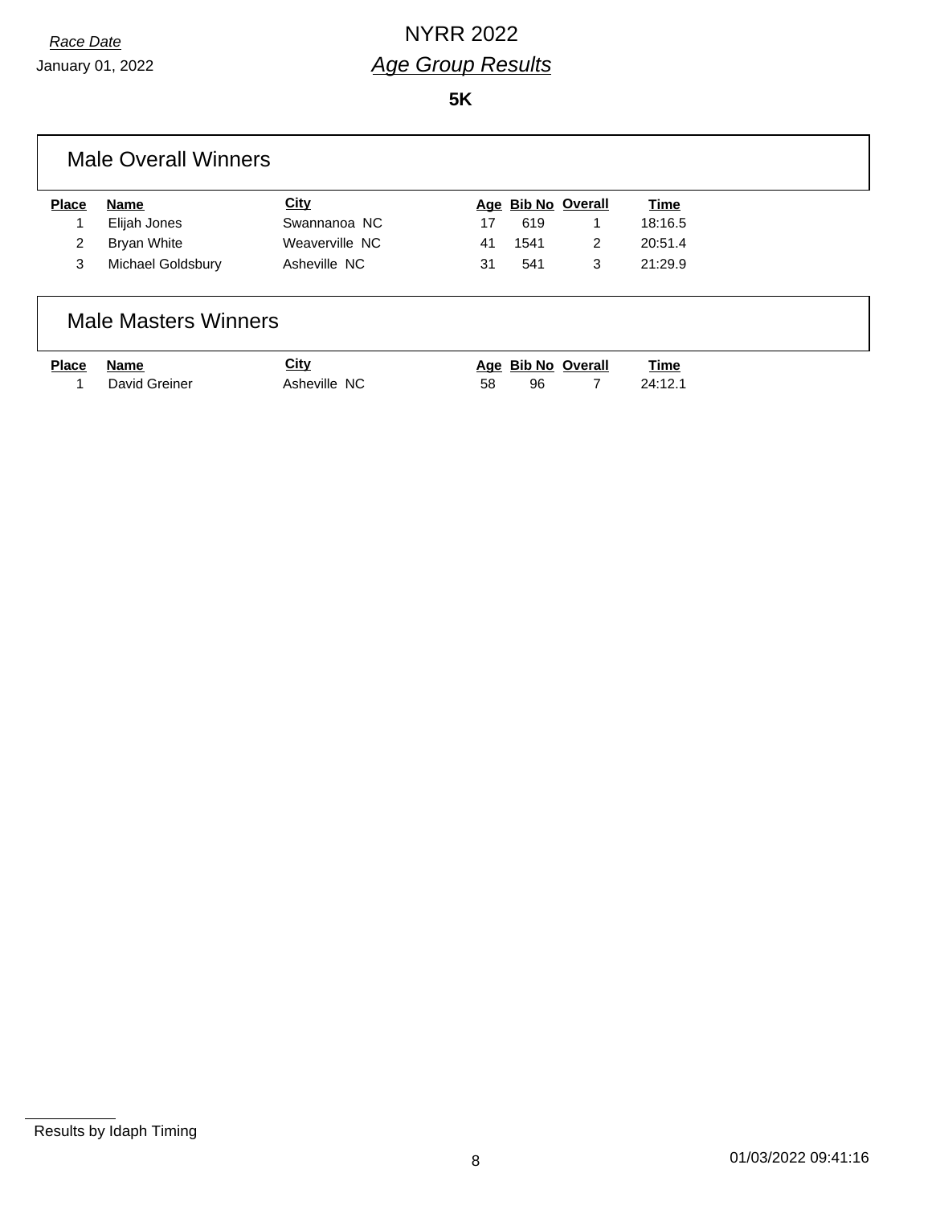*Race Date*

January 01, 2022

# NYRR 2022

## *Age Group Results*

**5K**

### Male Overall Winners

| Place | Name | City | Age | Bib No | Overall | Time |
|---|---|---|---|---|---|---|
| 1 | Elijah Jones | Swannanoa NC | 17 | 619 | 1 | 18:16.5 |
| 2 | Bryan White | Weaverville NC | 41 | 1541 | 2 | 20:51.4 |
| 3 | Michael Goldsbury | Asheville NC | 31 | 541 | 3 | 21:29.9 |

### Male Masters Winners

| Place | Name | City | Age | Bib No | Overall | Time |
|---|---|---|---|---|---|---|
| 1 | David Greiner | Asheville NC | 58 | 96 | 7 | 24:12.1 |

Results by Idaph Timing

01/03/2022 09:41:16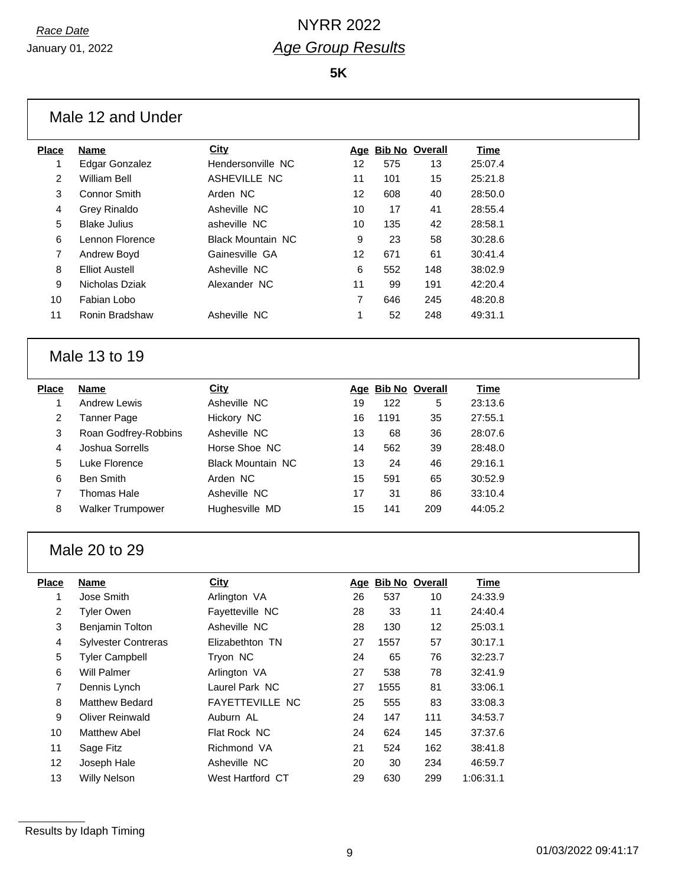*Race Date*
January 01, 2022

# NYRR 2022
## *Age Group Results*

**5K**

### Male 12 and Under

| Place | Name | City | Age | Bib No | Overall | Time |
|---|---|---|---|---|---|---|
| 1 | Edgar Gonzalez | Hendersonville NC | 12 | 575 | 13 | 25:07.4 |
| 2 | William Bell | ASHEVILLE NC | 11 | 101 | 15 | 25:21.8 |
| 3 | Connor Smith | Arden NC | 12 | 608 | 40 | 28:50.0 |
| 4 | Grey Rinaldo | Asheville NC | 10 | 17 | 41 | 28:55.4 |
| 5 | Blake Julius | asheville NC | 10 | 135 | 42 | 28:58.1 |
| 6 | Lennon Florence | Black Mountain NC | 9 | 23 | 58 | 30:28.6 |
| 7 | Andrew Boyd | Gainesville GA | 12 | 671 | 61 | 30:41.4 |
| 8 | Elliot Austell | Asheville NC | 6 | 552 | 148 | 38:02.9 |
| 9 | Nicholas Dziak | Alexander NC | 11 | 99 | 191 | 42:20.4 |
| 10 | Fabian Lobo | | 7 | 646 | 245 | 48:20.8 |
| 11 | Ronin Bradshaw | Asheville NC | 1 | 52 | 248 | 49:31.1 |

### Male 13 to 19

| Place | Name | City | Age | Bib No | Overall | Time |
|---|---|---|---|---|---|---|
| 1 | Andrew Lewis | Asheville NC | 19 | 122 | 5 | 23:13.6 |
| 2 | Tanner Page | Hickory NC | 16 | 1191 | 35 | 27:55.1 |
| 3 | Roan Godfrey-Robbins | Asheville NC | 13 | 68 | 36 | 28:07.6 |
| 4 | Joshua Sorrells | Horse Shoe NC | 14 | 562 | 39 | 28:48.0 |
| 5 | Luke Florence | Black Mountain NC | 13 | 24 | 46 | 29:16.1 |
| 6 | Ben Smith | Arden NC | 15 | 591 | 65 | 30:52.9 |
| 7 | Thomas Hale | Asheville NC | 17 | 31 | 86 | 33:10.4 |
| 8 | Walker Trumpower | Hughesville MD | 15 | 141 | 209 | 44:05.2 |

### Male 20 to 29

| Place | Name | City | Age | Bib No | Overall | Time |
|---|---|---|---|---|---|---|
| 1 | Jose Smith | Arlington VA | 26 | 537 | 10 | 24:33.9 |
| 2 | Tyler Owen | Fayetteville NC | 28 | 33 | 11 | 24:40.4 |
| 3 | Benjamin Tolton | Asheville NC | 28 | 130 | 12 | 25:03.1 |
| 4 | Sylvester Contreras | Elizabethton TN | 27 | 1557 | 57 | 30:17.1 |
| 5 | Tyler Campbell | Tryon NC | 24 | 65 | 76 | 32:23.7 |
| 6 | Will Palmer | Arlington VA | 27 | 538 | 78 | 32:41.9 |
| 7 | Dennis Lynch | Laurel Park NC | 27 | 1555 | 81 | 33:06.1 |
| 8 | Matthew Bedard | FAYETTEVILLE NC | 25 | 555 | 83 | 33:08.3 |
| 9 | Oliver Reinwald | Auburn AL | 24 | 147 | 111 | 34:53.7 |
| 10 | Matthew Abel | Flat Rock NC | 24 | 624 | 145 | 37:37.6 |
| 11 | Sage Fitz | Richmond VA | 21 | 524 | 162 | 38:41.8 |
| 12 | Joseph Hale | Asheville NC | 20 | 30 | 234 | 46:59.7 |
| 13 | Willy Nelson | West Hartford CT | 29 | 630 | 299 | 1:06:31.1 |

Results by Idaph Timing

01/03/2022 09:41:17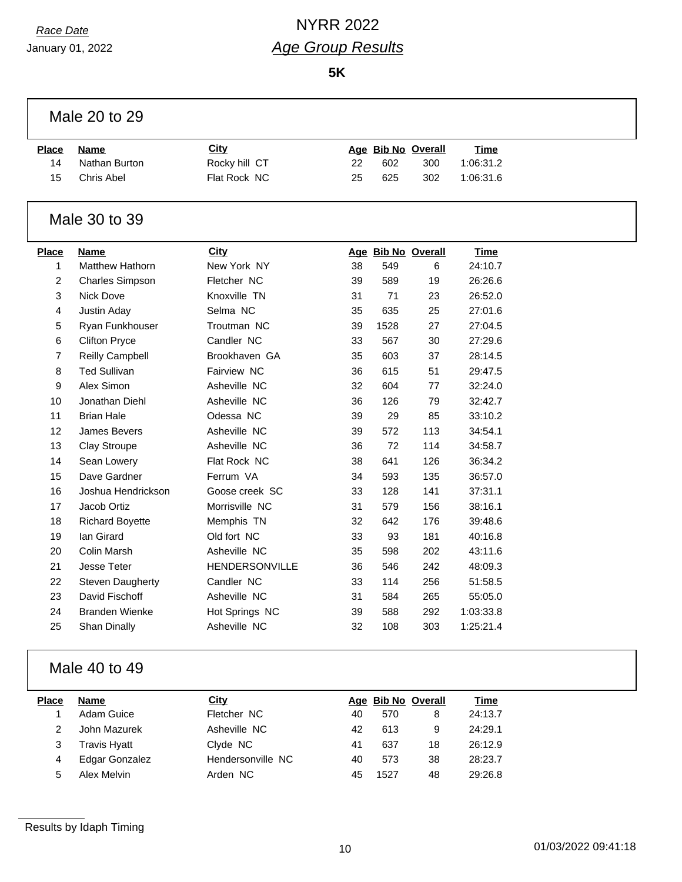*Race Date*
January 01, 2022

# NYRR 2022
## *Age Group Results*

**5K**

### Male 20 to 29

| Place | Name | City | Age | Bib No | Overall | Time |
|---|---|---|---|---|---|---|
| 14 | Nathan Burton | Rocky hill CT | 22 | 602 | 300 | 1:06:31.2 |
| 15 | Chris Abel | Flat Rock NC | 25 | 625 | 302 | 1:06:31.6 |

### Male 30 to 39

| Place | Name | City | Age | Bib No | Overall | Time |
|---|---|---|---|---|---|---|
| 1 | Matthew Hathorn | New York NY | 38 | 549 | 6 | 24:10.7 |
| 2 | Charles Simpson | Fletcher NC | 39 | 589 | 19 | 26:26.6 |
| 3 | Nick Dove | Knoxville TN | 31 | 71 | 23 | 26:52.0 |
| 4 | Justin Aday | Selma NC | 35 | 635 | 25 | 27:01.6 |
| 5 | Ryan Funkhouser | Troutman NC | 39 | 1528 | 27 | 27:04.5 |
| 6 | Clifton Pryce | Candler NC | 33 | 567 | 30 | 27:29.6 |
| 7 | Reilly Campbell | Brookhaven GA | 35 | 603 | 37 | 28:14.5 |
| 8 | Ted Sullivan | Fairview NC | 36 | 615 | 51 | 29:47.5 |
| 9 | Alex Simon | Asheville NC | 32 | 604 | 77 | 32:24.0 |
| 10 | Jonathan Diehl | Asheville NC | 36 | 126 | 79 | 32:42.7 |
| 11 | Brian Hale | Odessa NC | 39 | 29 | 85 | 33:10.2 |
| 12 | James Bevers | Asheville NC | 39 | 572 | 113 | 34:54.1 |
| 13 | Clay Stroupe | Asheville NC | 36 | 72 | 114 | 34:58.7 |
| 14 | Sean Lowery | Flat Rock NC | 38 | 641 | 126 | 36:34.2 |
| 15 | Dave Gardner | Ferrum VA | 34 | 593 | 135 | 36:57.0 |
| 16 | Joshua Hendrickson | Goose creek SC | 33 | 128 | 141 | 37:31.1 |
| 17 | Jacob Ortiz | Morrisville NC | 31 | 579 | 156 | 38:16.1 |
| 18 | Richard Boyette | Memphis TN | 32 | 642 | 176 | 39:48.6 |
| 19 | Ian Girard | Old fort NC | 33 | 93 | 181 | 40:16.8 |
| 20 | Colin Marsh | Asheville NC | 35 | 598 | 202 | 43:11.6 |
| 21 | Jesse Teter | HENDERSONVILLE | 36 | 546 | 242 | 48:09.3 |
| 22 | Steven Daugherty | Candler NC | 33 | 114 | 256 | 51:58.5 |
| 23 | David Fischoff | Asheville NC | 31 | 584 | 265 | 55:05.0 |
| 24 | Branden Wienke | Hot Springs NC | 39 | 588 | 292 | 1:03:33.8 |
| 25 | Shan Dinally | Asheville NC | 32 | 108 | 303 | 1:25:21.4 |

### Male 40 to 49

| Place | Name | City | Age | Bib No | Overall | Time |
|---|---|---|---|---|---|---|
| 1 | Adam Guice | Fletcher NC | 40 | 570 | 8 | 24:13.7 |
| 2 | John Mazurek | Asheville NC | 42 | 613 | 9 | 24:29.1 |
| 3 | Travis Hyatt | Clyde NC | 41 | 637 | 18 | 26:12.9 |
| 4 | Edgar Gonzalez | Hendersonville NC | 40 | 573 | 38 | 28:23.7 |
| 5 | Alex Melvin | Arden NC | 45 | 1527 | 48 | 29:26.8 |

Results by Idaph Timing

01/03/2022 09:41:18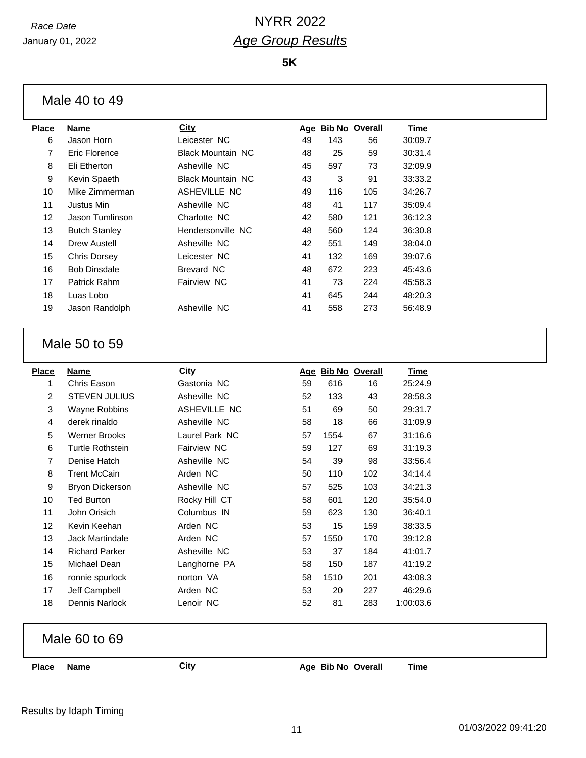*Race Date*

January 01, 2022

# NYRR 2022

## *Age Group Results*

**5K**

### Male 40 to 49

| Place | Name | City | Age | Bib No | Overall | Time |
|---|---|---|---|---|---|---|
| 6 | Jason Horn | Leicester NC | 49 | 143 | 56 | 30:09.7 |
| 7 | Eric Florence | Black Mountain NC | 48 | 25 | 59 | 30:31.4 |
| 8 | Eli Etherton | Asheville NC | 45 | 597 | 73 | 32:09.9 |
| 9 | Kevin Spaeth | Black Mountain NC | 43 | 3 | 91 | 33:33.2 |
| 10 | Mike Zimmerman | ASHEVILLE NC | 49 | 116 | 105 | 34:26.7 |
| 11 | Justus Min | Asheville NC | 48 | 41 | 117 | 35:09.4 |
| 12 | Jason Tumlinson | Charlotte NC | 42 | 580 | 121 | 36:12.3 |
| 13 | Butch Stanley | Hendersonville NC | 48 | 560 | 124 | 36:30.8 |
| 14 | Drew Austell | Asheville NC | 42 | 551 | 149 | 38:04.0 |
| 15 | Chris Dorsey | Leicester NC | 41 | 132 | 169 | 39:07.6 |
| 16 | Bob Dinsdale | Brevard NC | 48 | 672 | 223 | 45:43.6 |
| 17 | Patrick Rahm | Fairview NC | 41 | 73 | 224 | 45:58.3 |
| 18 | Luas Lobo | | 41 | 645 | 244 | 48:20.3 |
| 19 | Jason Randolph | Asheville NC | 41 | 558 | 273 | 56:48.9 |

### Male 50 to 59

| Place | Name | City | Age | Bib No | Overall | Time |
|---|---|---|---|---|---|---|
| 1 | Chris Eason | Gastonia NC | 59 | 616 | 16 | 25:24.9 |
| 2 | STEVEN JULIUS | Asheville NC | 52 | 133 | 43 | 28:58.3 |
| 3 | Wayne Robbins | ASHEVILLE NC | 51 | 69 | 50 | 29:31.7 |
| 4 | derek rinaldo | Asheville NC | 58 | 18 | 66 | 31:09.9 |
| 5 | Werner Brooks | Laurel Park NC | 57 | 1554 | 67 | 31:16.6 |
| 6 | Turtle Rothstein | Fairview NC | 59 | 127 | 69 | 31:19.3 |
| 7 | Denise Hatch | Asheville NC | 54 | 39 | 98 | 33:56.4 |
| 8 | Trent McCain | Arden NC | 50 | 110 | 102 | 34:14.4 |
| 9 | Bryon Dickerson | Asheville NC | 57 | 525 | 103 | 34:21.3 |
| 10 | Ted Burton | Rocky Hill CT | 58 | 601 | 120 | 35:54.0 |
| 11 | John Orisich | Columbus IN | 59 | 623 | 130 | 36:40.1 |
| 12 | Kevin Keehan | Arden NC | 53 | 15 | 159 | 38:33.5 |
| 13 | Jack Martindale | Arden NC | 57 | 1550 | 170 | 39:12.8 |
| 14 | Richard Parker | Asheville NC | 53 | 37 | 184 | 41:01.7 |
| 15 | Michael Dean | Langhorne PA | 58 | 150 | 187 | 41:19.2 |
| 16 | ronnie spurlock | norton VA | 58 | 1510 | 201 | 43:08.3 |
| 17 | Jeff Campbell | Arden NC | 53 | 20 | 227 | 46:29.6 |
| 18 | Dennis Narlock | Lenoir NC | 52 | 81 | 283 | 1:00:03.6 |

### Male 60 to 69

| Place | Name | City | Age | Bib No | Overall | Time |
|---|---|---|---|---|---|---|

Results by Idaph Timing

01/03/2022 09:41:20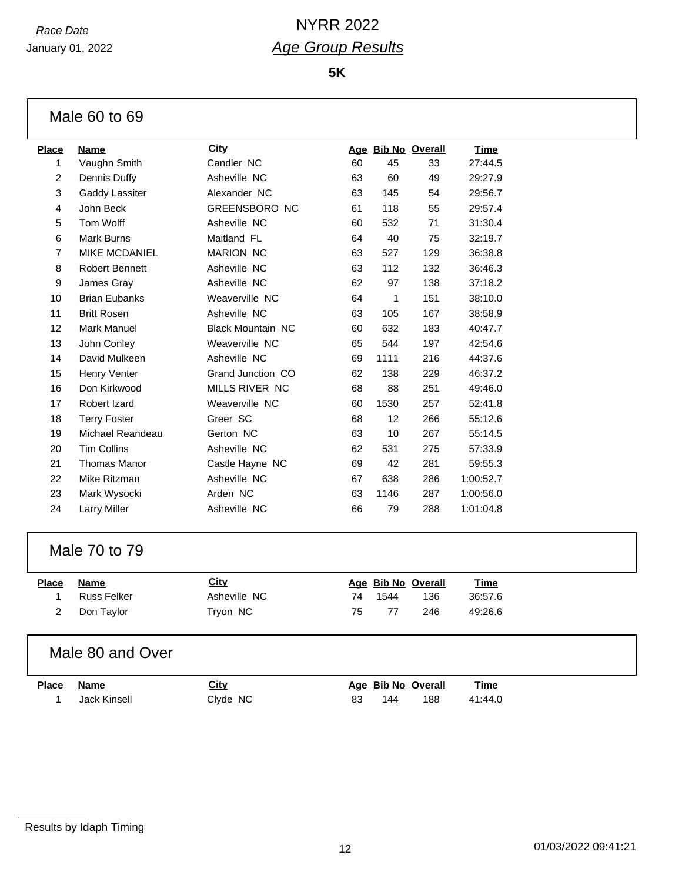*Race Date*

January 01, 2022

# NYRR 2022

## *Age Group Results*

**5K**

### Male 60 to 69

| Place | Name | City | Age | Bib No | Overall | Time |
|---|---|---|---|---|---|---|
| 1 | Vaughn Smith | Candler NC | 60 | 45 | 33 | 27:44.5 |
| 2 | Dennis Duffy | Asheville NC | 63 | 60 | 49 | 29:27.9 |
| 3 | Gaddy Lassiter | Alexander NC | 63 | 145 | 54 | 29:56.7 |
| 4 | John Beck | GREENSBORO NC | 61 | 118 | 55 | 29:57.4 |
| 5 | Tom Wolff | Asheville NC | 60 | 532 | 71 | 31:30.4 |
| 6 | Mark Burns | Maitland FL | 64 | 40 | 75 | 32:19.7 |
| 7 | MIKE MCDANIEL | MARION NC | 63 | 527 | 129 | 36:38.8 |
| 8 | Robert Bennett | Asheville NC | 63 | 112 | 132 | 36:46.3 |
| 9 | James Gray | Asheville NC | 62 | 97 | 138 | 37:18.2 |
| 10 | Brian Eubanks | Weaverville NC | 64 | 1 | 151 | 38:10.0 |
| 11 | Britt Rosen | Asheville NC | 63 | 105 | 167 | 38:58.9 |
| 12 | Mark Manuel | Black Mountain NC | 60 | 632 | 183 | 40:47.7 |
| 13 | John Conley | Weaverville NC | 65 | 544 | 197 | 42:54.6 |
| 14 | David Mulkeen | Asheville NC | 69 | 1111 | 216 | 44:37.6 |
| 15 | Henry Venter | Grand Junction CO | 62 | 138 | 229 | 46:37.2 |
| 16 | Don Kirkwood | MILLS RIVER NC | 68 | 88 | 251 | 49:46.0 |
| 17 | Robert Izard | Weaverville NC | 60 | 1530 | 257 | 52:41.8 |
| 18 | Terry Foster | Greer SC | 68 | 12 | 266 | 55:12.6 |
| 19 | Michael Reandeau | Gerton NC | 63 | 10 | 267 | 55:14.5 |
| 20 | Tim Collins | Asheville NC | 62 | 531 | 275 | 57:33.9 |
| 21 | Thomas Manor | Castle Hayne NC | 69 | 42 | 281 | 59:55.3 |
| 22 | Mike Ritzman | Asheville NC | 67 | 638 | 286 | 1:00:52.7 |
| 23 | Mark Wysocki | Arden NC | 63 | 1146 | 287 | 1:00:56.0 |
| 24 | Larry Miller | Asheville NC | 66 | 79 | 288 | 1:01:04.8 |

### Male 70 to 79

| Place | Name | City | Age | Bib No | Overall | Time |
|---|---|---|---|---|---|---|
| 1 | Russ Felker | Asheville NC | 74 | 1544 | 136 | 36:57.6 |
| 2 | Don Taylor | Tryon NC | 75 | 77 | 246 | 49:26.6 |

### Male 80 and Over

| Place | Name | City | Age | Bib No | Overall | Time |
|---|---|---|---|---|---|---|
| 1 | Jack Kinsell | Clyde NC | 83 | 144 | 188 | 41:44.0 |

Results by Idaph Timing

01/03/2022 09:41:21